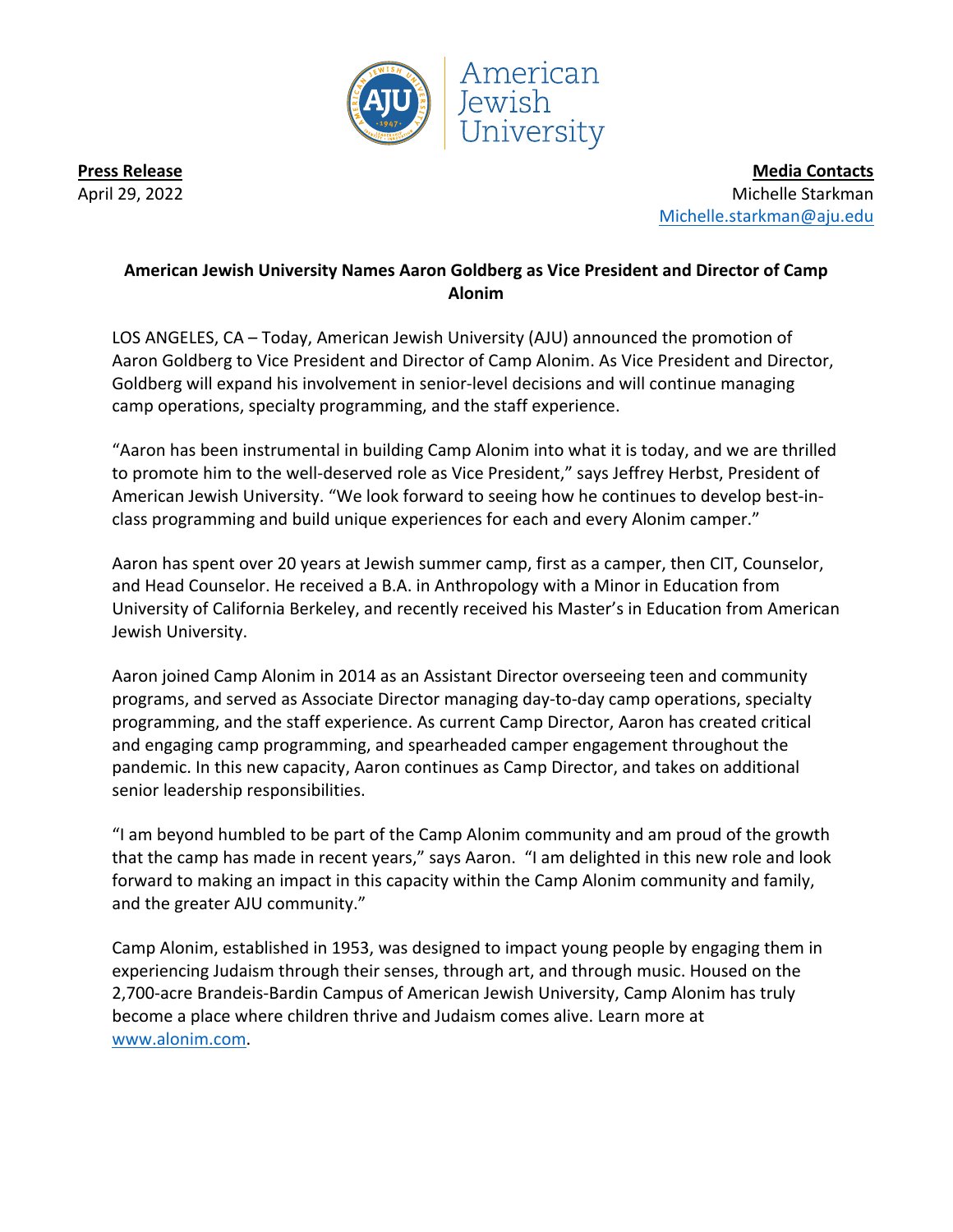American Jewish University

**Press Release**
April 29, 2022

**Media Contacts**
Michelle Starkman
Michelle.starkman@aju.edu

## American Jewish University Names Aaron Goldberg as Vice President and Director of Camp Alonim

LOS ANGELES, CA – Today, American Jewish University (AJU) announced the promotion of Aaron Goldberg to Vice President and Director of Camp Alonim. As Vice President and Director, Goldberg will expand his involvement in senior-level decisions and will continue managing camp operations, specialty programming, and the staff experience.

"Aaron has been instrumental in building Camp Alonim into what it is today, and we are thrilled to promote him to the well-deserved role as Vice President," says Jeffrey Herbst, President of American Jewish University. "We look forward to seeing how he continues to develop best-in-class programming and build unique experiences for each and every Alonim camper."

Aaron has spent over 20 years at Jewish summer camp, first as a camper, then CIT, Counselor, and Head Counselor. He received a B.A. in Anthropology with a Minor in Education from University of California Berkeley, and recently received his Master's in Education from American Jewish University.

Aaron joined Camp Alonim in 2014 as an Assistant Director overseeing teen and community programs, and served as Associate Director managing day-to-day camp operations, specialty programming, and the staff experience. As current Camp Director, Aaron has created critical and engaging camp programming, and spearheaded camper engagement throughout the pandemic. In this new capacity, Aaron continues as Camp Director, and takes on additional senior leadership responsibilities.

"I am beyond humbled to be part of the Camp Alonim community and am proud of the growth that the camp has made in recent years," says Aaron. "I am delighted in this new role and look forward to making an impact in this capacity within the Camp Alonim community and family, and the greater AJU community."

Camp Alonim, established in 1953, was designed to impact young people by engaging them in experiencing Judaism through their senses, through art, and through music. Housed on the 2,700-acre Brandeis-Bardin Campus of American Jewish University, Camp Alonim has truly become a place where children thrive and Judaism comes alive. Learn more at www.alonim.com.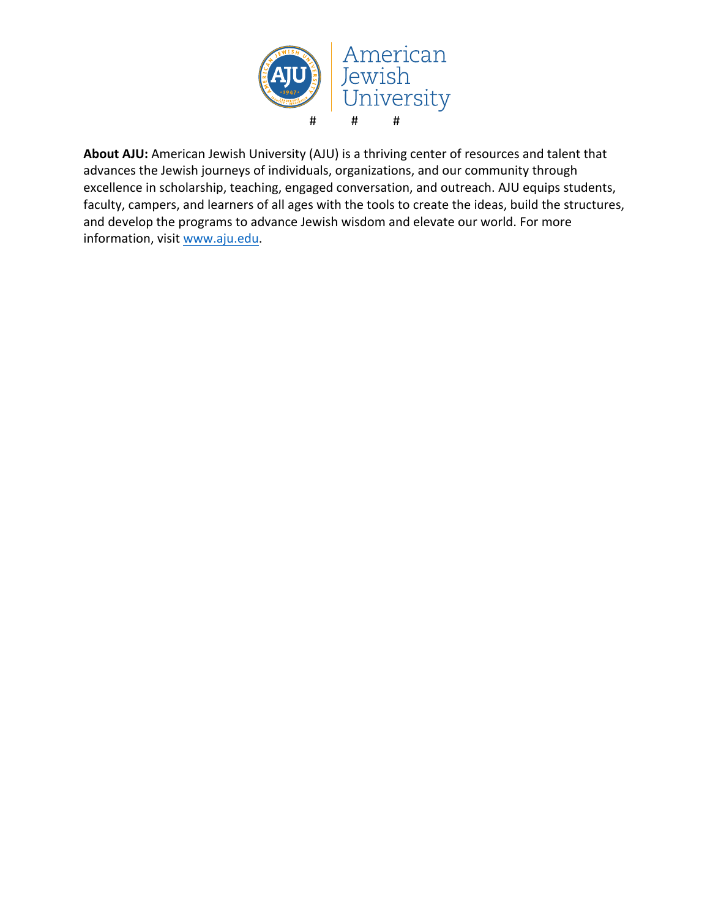\# \# \#

**About AJU:** American Jewish University (AJU) is a thriving center of resources and talent that advances the Jewish journeys of individuals, organizations, and our community through excellence in scholarship, teaching, engaged conversation, and outreach. AJU equips students, faculty, campers, and learners of all ages with the tools to create the ideas, build the structures, and develop the programs to advance Jewish wisdom and elevate our world. For more information, visit www.aju.edu.